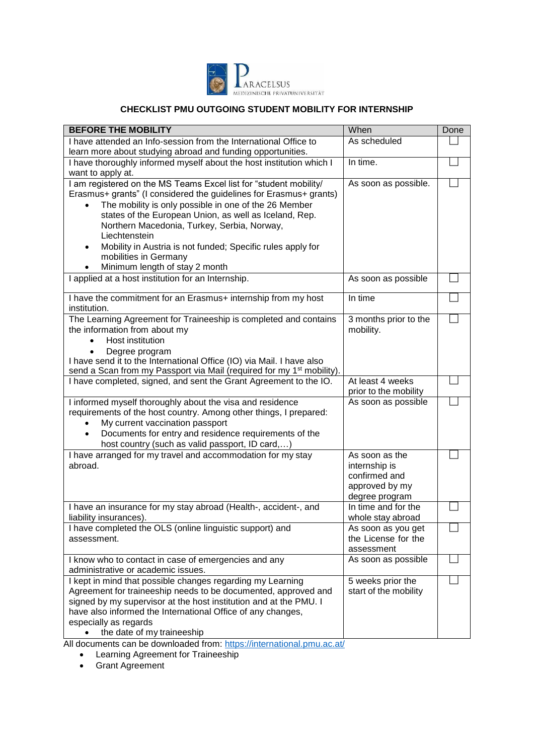### CHECKLIST PMU OUTGOING STUDENT MOBILITY FOR INTERNSHIP

| **BEFORE THE MOBILITY** | When | Done |
|---|---|---|
| I have attended an Info-session from the International Office to learn more about studying abroad and funding opportunities. | As scheduled | ☐ |
| I have thoroughly informed myself about the host institution which I want to apply at. | In time. | ☐ |
| I am registered on the MS Teams Excel list for "student mobility/ Erasmus+ grants" (I considered the guidelines for Erasmus+ grants)<br>• The mobility is only possible in one of the 26 Member states of the European Union, as well as Iceland, Rep. Northern Macedonia, Turkey, Serbia, Norway, Liechtenstein<br>• Mobility in Austria is not funded; Specific rules apply for mobilities in Germany<br>• Minimum length of stay 2 month | As soon as possible. | ☐ |
| I applied at a host institution for an Internship. | As soon as possible | ☐ |
| I have the commitment for an Erasmus+ internship from my host institution. | In time | ☐ |
| The Learning Agreement for Traineeship is completed and contains the information from about my<br>• Host institution<br>• Degree program<br>I have send it to the International Office (IO) via Mail. I have also send a Scan from my Passport via Mail (required for my 1st mobility). | 3 months prior to the mobility. | ☐ |
| I have completed, signed, and sent the Grant Agreement to the IO. | At least 4 weeks prior to the mobility | ☐ |
| I informed myself thoroughly about the visa and residence requirements of the host country. Among other things, I prepared:<br>• My current vaccination passport<br>• Documents for entry and residence requirements of the host country (such as valid passport, ID card,…) | As soon as possible | ☐ |
| I have arranged for my travel and accommodation for my stay abroad. | As soon as the internship is confirmed and approved by my degree program | ☐ |
| I have an insurance for my stay abroad (Health-, accident-, and liability insurances). | In time and for the whole stay abroad | ☐ |
| I have completed the OLS (online linguistic support) and assessment. | As soon as you get the License for the assessment | ☐ |
| I know who to contact in case of emergencies and any administrative or academic issues. | As soon as possible | ☐ |
| I kept in mind that possible changes regarding my Learning Agreement for traineeship needs to be documented, approved and signed by my supervisor at the host institution and at the PMU. I have also informed the International Office of any changes, especially as regards<br>• the date of my traineeship | 5 weeks prior the start of the mobility | ☐ |

All documents can be downloaded from: https://international.pmu.ac.at/

- Learning Agreement for Traineeship
- Grant Agreement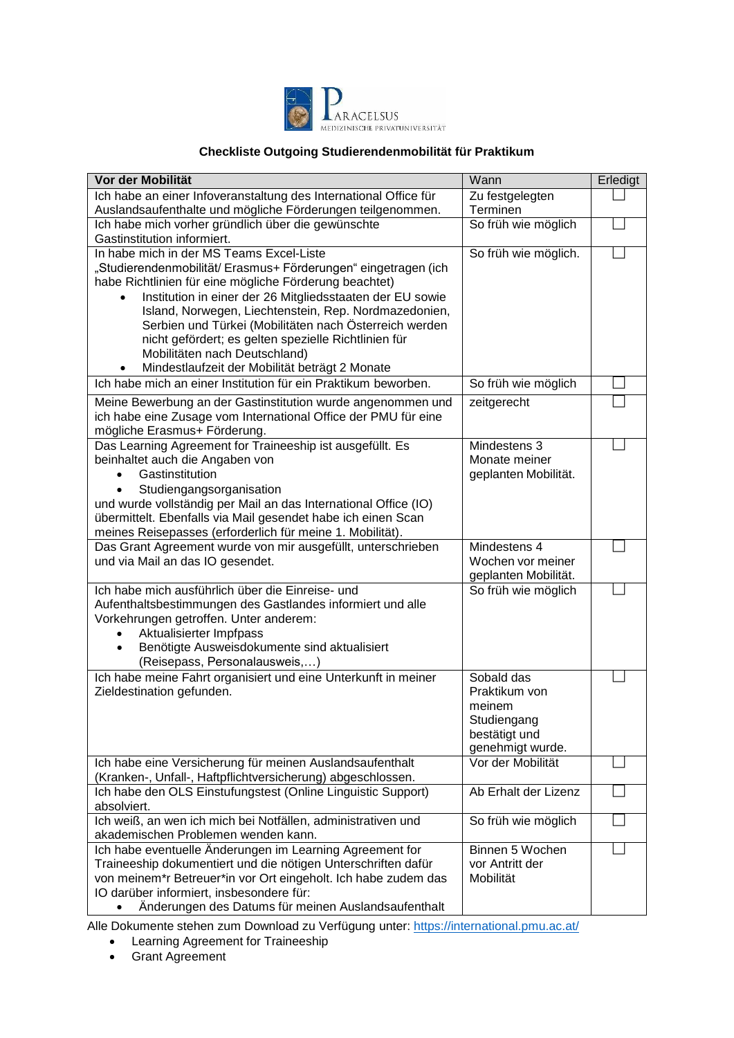**Checkliste Outgoing Studierendenmobilität für Praktikum**

| Vor der Mobilität | Wann | Erledigt |
|---|---|---|
| Ich habe an einer Infoveranstaltung des International Office für Auslandsaufenthalte und mögliche Förderungen teilgenommen. | Zu festgelegten Terminen | ☐ |
| Ich habe mich vorher gründlich über die gewünschte Gastinstitution informiert. | So früh wie möglich | ☐ |
| Ich habe mich in der MS Teams Excel-Liste „Studierendenmobilität/ Erasmus+ Förderungen“ eingetragen (ich habe Richtlinien für eine mögliche Förderung beachtet)<br>• Institution in einer der 26 Mitgliedsstaaten der EU sowie Island, Norwegen, Liechtenstein, Rep. Nordmazedonien, Serbien und Türkei (Mobilitäten nach Österreich werden nicht gefördert; es gelten spezielle Richtlinien für Mobilitäten nach Deutschland)<br>• Mindestlaufzeit der Mobilität beträgt 2 Monate | So früh wie möglich. | ☐ |
| Ich habe mich an einer Institution für ein Praktikum beworben. | So früh wie möglich | ☐ |
| Meine Bewerbung an der Gastinstitution wurde angenommen und ich habe eine Zusage vom International Office der PMU für eine mögliche Erasmus+ Förderung. | zeitgerecht | ☐ |
| Das Learning Agreement for Traineeship ist ausgefüllt. Es beinhaltet auch die Angaben von<br>• Gastinstitution<br>• Studiengangsorganisation<br>und wurde vollständig per Mail an das International Office (IO) übermittelt. Ebenfalls via Mail gesendet habe ich einen Scan meines Reisepasses (erforderlich für meine 1. Mobilität). | Mindestens 3 Monate meiner geplanten Mobilität. | ☐ |
| Das Grant Agreement wurde von mir ausgefüllt, unterschrieben und via Mail an das IO gesendet. | Mindestens 4 Wochen vor meiner geplanten Mobilität. | ☐ |
| Ich habe mich ausführlich über die Einreise- und Aufenthaltsbestimmungen des Gastlandes informiert und alle Vorkehrungen getroffen. Unter anderem:<br>• Aktualisierter Impfpass<br>• Benötigte Ausweisdokumente sind aktualisiert (Reisepass, Personalausweis,…) | So früh wie möglich | ☐ |
| Ich habe meine Fahrt organisiert und eine Unterkunft in meiner Zieldestination gefunden. | Sobald das Praktikum von meinem Studiengang bestätigt und genehmigt wurde. | ☐ |
| Ich habe eine Versicherung für meinen Auslandsaufenthalt (Kranken-, Unfall-, Haftpflichtversicherung) abgeschlossen. | Vor der Mobilität | ☐ |
| Ich habe den OLS Einstufungstest (Online Linguistic Support) absolviert. | Ab Erhalt der Lizenz | ☐ |
| Ich weiß, an wen ich mich bei Notfällen, administrativen und akademischen Problemen wenden kann. | So früh wie möglich | ☐ |
| Ich habe eventuelle Änderungen im Learning Agreement for Traineeship dokumentiert und die nötigen Unterschriften dafür von meinem*r Betreuer*in vor Ort eingeholt. Ich habe zudem das IO darüber informiert, insbesondere für:<br>• Änderungen des Datums für meinen Auslandsaufenthalt | Binnen 5 Wochen vor Antritt der Mobilität | ☐ |

Alle Dokumente stehen zum Download zur Verfügung unter: https://international.pmu.ac.at/

- Learning Agreement for Traineeship
- Grant Agreement